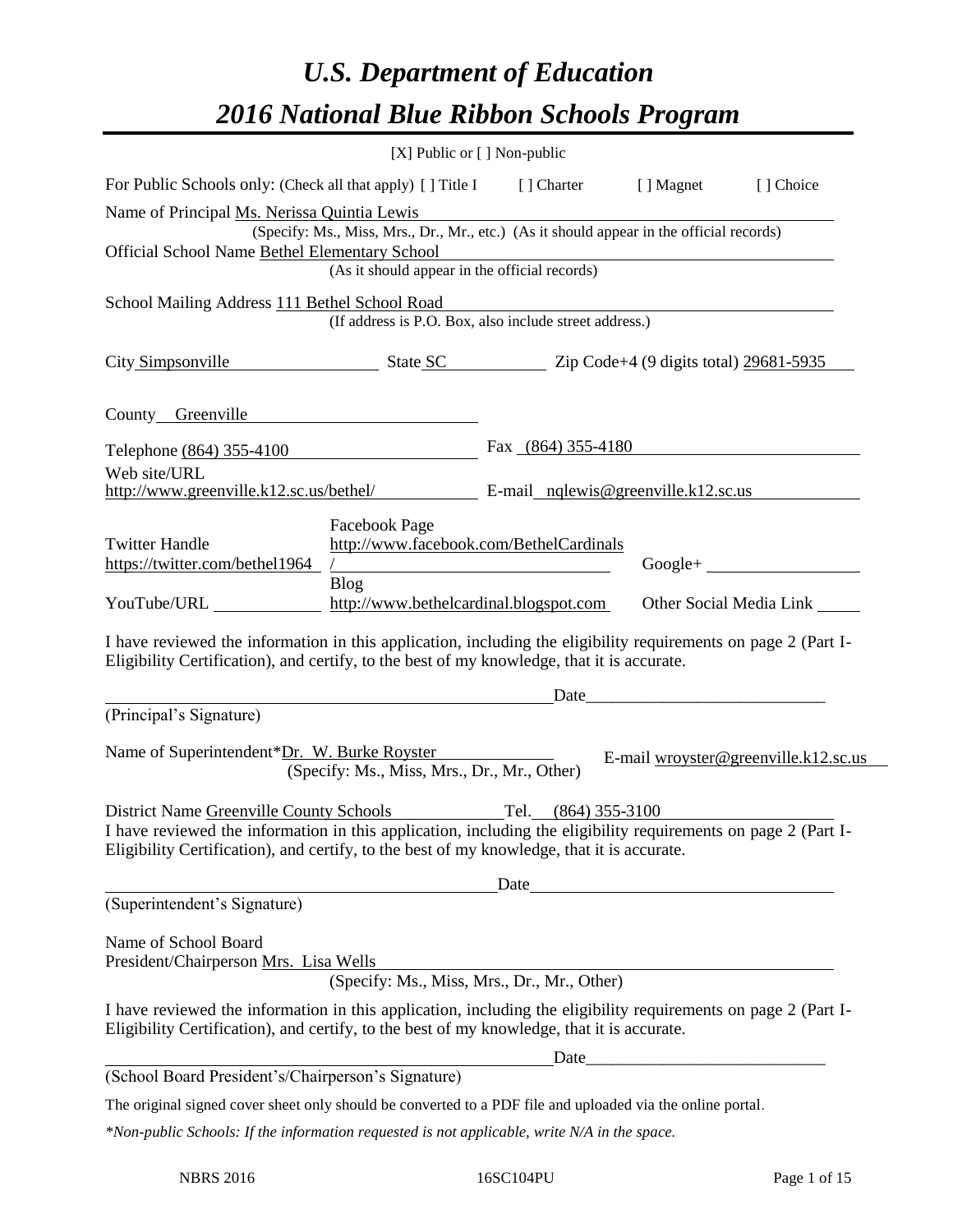# *U.S. Department of Education*

# *2016 National Blue Ribbon Schools Program*

[X] Public or [ ] Non-public

For Public Schools only: (Check all that apply) [ ] Title I [ ] Charter [ ] Magnet [ ] Choice

Name of Principal Ms. Nerissa Quintia Lewis
(Specify: Ms., Miss, Mrs., Dr., Mr., etc.) (As it should appear in the official records)

Official School Name Bethel Elementary School
(As it should appear in the official records)

School Mailing Address 111 Bethel School Road
(If address is P.O. Box, also include street address.)

City Simpsonville State SC Zip Code+4 (9 digits total) 29681-5935

County Greenville

Telephone (864) 355-4100 Fax (864) 355-4180

Web site/URL http://www.greenville.k12.sc.us/bethel/ E-mail nqlewis@greenville.k12.sc.us

Twitter Handle https://twitter.com/bethel1964 Facebook Page http://www.facebook.com/BethelCardinals/ Google+

YouTube/URL Blog http://www.bethelcardinal.blogspot.com Other Social Media Link

I have reviewed the information in this application, including the eligibility requirements on page 2 (Part I-Eligibility Certification), and certify, to the best of my knowledge, that it is accurate.

Date

(Principal's Signature)

Name of Superintendent* Dr. W. Burke Royster E-mail wroyster@greenville.k12.sc.us
(Specify: Ms., Miss, Mrs., Dr., Mr., Other)

District Name Greenville County Schools Tel. (864) 355-3100

I have reviewed the information in this application, including the eligibility requirements on page 2 (Part I-Eligibility Certification), and certify, to the best of my knowledge, that it is accurate.

Date

(Superintendent's Signature)

Name of School Board President/Chairperson Mrs. Lisa Wells
(Specify: Ms., Miss, Mrs., Dr., Mr., Other)

I have reviewed the information in this application, including the eligibility requirements on page 2 (Part I-Eligibility Certification), and certify, to the best of my knowledge, that it is accurate.

Date

(School Board President's/Chairperson's Signature)

The original signed cover sheet only should be converted to a PDF file and uploaded via the online portal.

*\*Non-public Schools: If the information requested is not applicable, write N/A in the space.*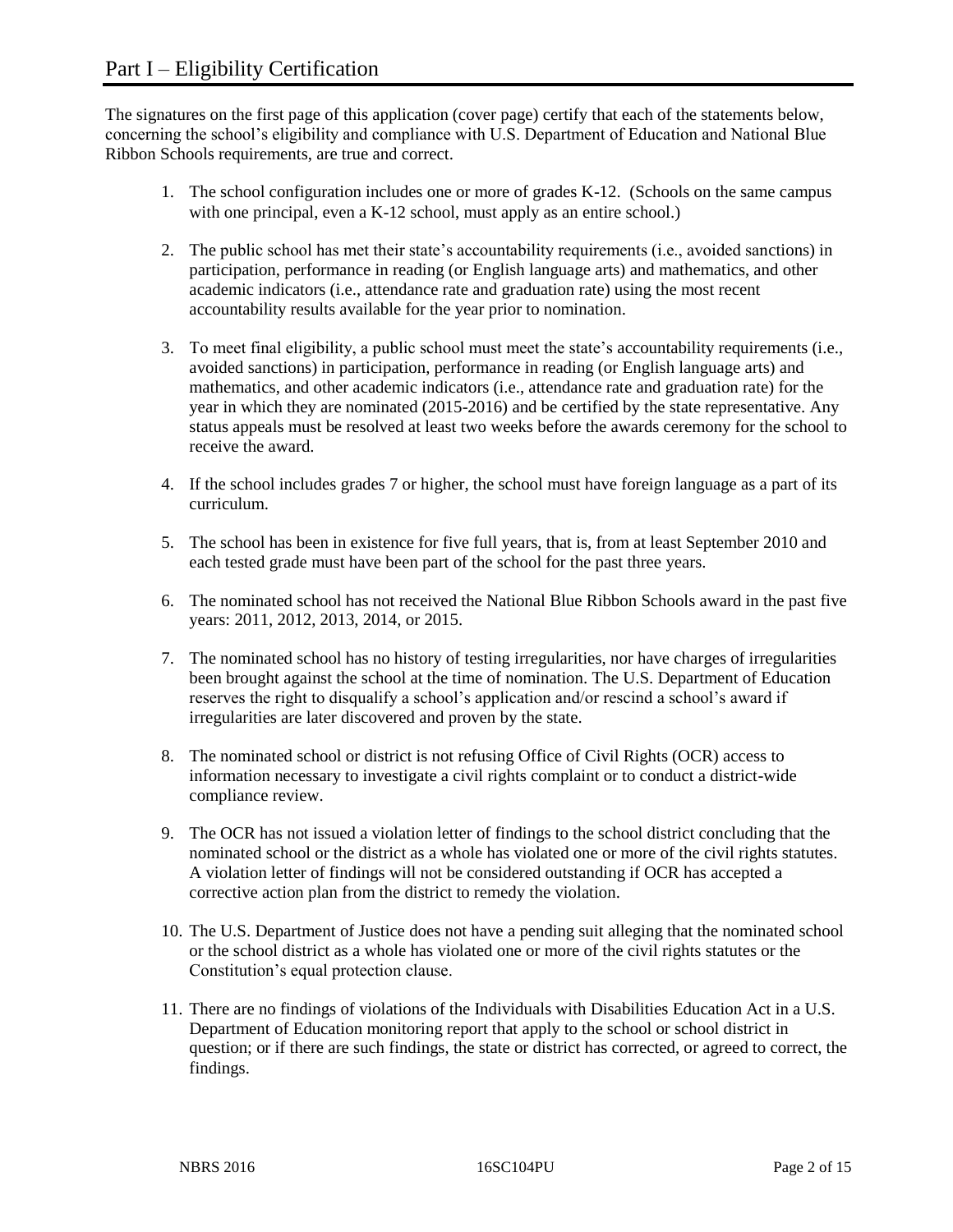# Part I – Eligibility Certification

The signatures on the first page of this application (cover page) certify that each of the statements below, concerning the school's eligibility and compliance with U.S. Department of Education and National Blue Ribbon Schools requirements, are true and correct.

1. The school configuration includes one or more of grades K-12. (Schools on the same campus with one principal, even a K-12 school, must apply as an entire school.)
2. The public school has met their state's accountability requirements (i.e., avoided sanctions) in participation, performance in reading (or English language arts) and mathematics, and other academic indicators (i.e., attendance rate and graduation rate) using the most recent accountability results available for the year prior to nomination.
3. To meet final eligibility, a public school must meet the state's accountability requirements (i.e., avoided sanctions) in participation, performance in reading (or English language arts) and mathematics, and other academic indicators (i.e., attendance rate and graduation rate) for the year in which they are nominated (2015-2016) and be certified by the state representative. Any status appeals must be resolved at least two weeks before the awards ceremony for the school to receive the award.
4. If the school includes grades 7 or higher, the school must have foreign language as a part of its curriculum.
5. The school has been in existence for five full years, that is, from at least September 2010 and each tested grade must have been part of the school for the past three years.
6. The nominated school has not received the National Blue Ribbon Schools award in the past five years: 2011, 2012, 2013, 2014, or 2015.
7. The nominated school has no history of testing irregularities, nor have charges of irregularities been brought against the school at the time of nomination. The U.S. Department of Education reserves the right to disqualify a school's application and/or rescind a school's award if irregularities are later discovered and proven by the state.
8. The nominated school or district is not refusing Office of Civil Rights (OCR) access to information necessary to investigate a civil rights complaint or to conduct a district-wide compliance review.
9. The OCR has not issued a violation letter of findings to the school district concluding that the nominated school or the district as a whole has violated one or more of the civil rights statutes. A violation letter of findings will not be considered outstanding if OCR has accepted a corrective action plan from the district to remedy the violation.
10. The U.S. Department of Justice does not have a pending suit alleging that the nominated school or the school district as a whole has violated one or more of the civil rights statutes or the Constitution's equal protection clause.
11. There are no findings of violations of the Individuals with Disabilities Education Act in a U.S. Department of Education monitoring report that apply to the school or school district in question; or if there are such findings, the state or district has corrected, or agreed to correct, the findings.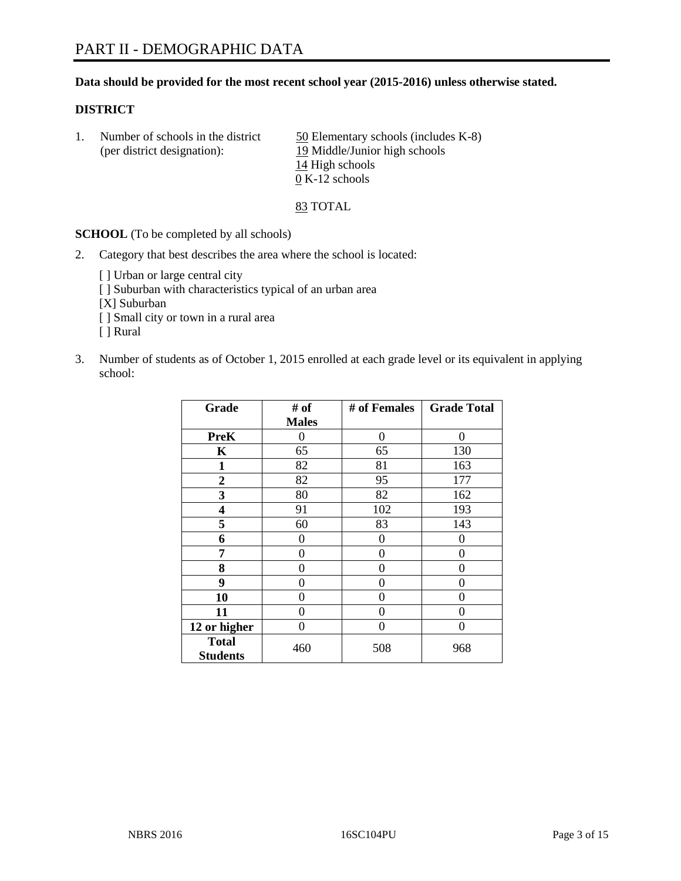# PART II - DEMOGRAPHIC DATA

**Data should be provided for the most recent school year (2015-2016) unless otherwise stated.**

**DISTRICT**

1. Number of schools in the district (per district designation):
   50 Elementary schools (includes K-8)
   19 Middle/Junior high schools
   14 High schools
   0 K-12 schools

   83 TOTAL

**SCHOOL** (To be completed by all schools)

2. Category that best describes the area where the school is located:

   [ ] Urban or large central city
   [ ] Suburban with characteristics typical of an urban area
   [X] Suburban
   [ ] Small city or town in a rural area
   [ ] Rural

3. Number of students as of October 1, 2015 enrolled at each grade level or its equivalent in applying school:

| Grade | # of Males | # of Females | Grade Total |
|---|---|---|---|
| **PreK** | 0 | 0 | 0 |
| **K** | 65 | 65 | 130 |
| **1** | 82 | 81 | 163 |
| **2** | 82 | 95 | 177 |
| **3** | 80 | 82 | 162 |
| **4** | 91 | 102 | 193 |
| **5** | 60 | 83 | 143 |
| **6** | 0 | 0 | 0 |
| **7** | 0 | 0 | 0 |
| **8** | 0 | 0 | 0 |
| **9** | 0 | 0 | 0 |
| **10** | 0 | 0 | 0 |
| **11** | 0 | 0 | 0 |
| **12 or higher** | 0 | 0 | 0 |
| **Total Students** | 460 | 508 | 968 |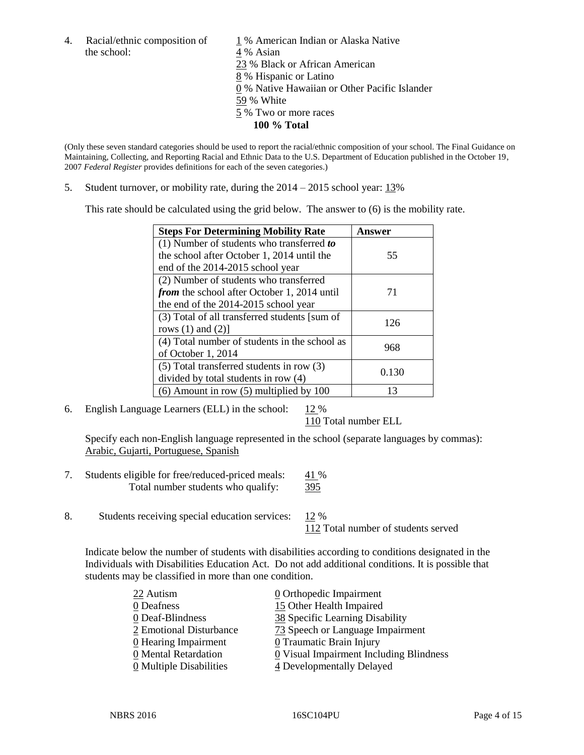4. Racial/ethnic composition of the school:

1 % American Indian or Alaska Native
4 % Asian
23 % Black or African American
8 % Hispanic or Latino
0 % Native Hawaiian or Other Pacific Islander
59 % White
5 % Two or more races
**100 % Total**

(Only these seven standard categories should be used to report the racial/ethnic composition of your school. The Final Guidance on Maintaining, Collecting, and Reporting Racial and Ethnic Data to the U.S. Department of Education published in the October 19, 2007 *Federal Register* provides definitions for each of the seven categories.)

5. Student turnover, or mobility rate, during the 2014 – 2015 school year: 13%

This rate should be calculated using the grid below. The answer to (6) is the mobility rate.

| **Steps For Determining Mobility Rate** | **Answer** |
|---|---|
| (1) Number of students who transferred ***to*** the school after October 1, 2014 until the end of the 2014-2015 school year | 55 |
| (2) Number of students who transferred ***from*** the school after October 1, 2014 until the end of the 2014-2015 school year | 71 |
| (3) Total of all transferred students [sum of rows (1) and (2)] | 126 |
| (4) Total number of students in the school as of October 1, 2014 | 968 |
| (5) Total transferred students in row (3) divided by total students in row (4) | 0.130 |
| (6) Amount in row (5) multiplied by 100 | 13 |

6. English Language Learners (ELL) in the school: 12 %
110 Total number ELL

Specify each non-English language represented in the school (separate languages by commas):
Arabic, Gujarti, Portuguese, Spanish

7. Students eligible for free/reduced-priced meals: 41 %
Total number students who qualify: 395

8. Students receiving special education services: 12 %
112 Total number of students served

Indicate below the number of students with disabilities according to conditions designated in the Individuals with Disabilities Education Act. Do not add additional conditions. It is possible that students may be classified in more than one condition.

22 Autism
0 Deafness
0 Deaf-Blindness
2 Emotional Disturbance
0 Hearing Impairment
0 Mental Retardation
0 Multiple Disabilities
0 Orthopedic Impairment
15 Other Health Impaired
38 Specific Learning Disability
73 Speech or Language Impairment
0 Traumatic Brain Injury
0 Visual Impairment Including Blindness
4 Developmentally Delayed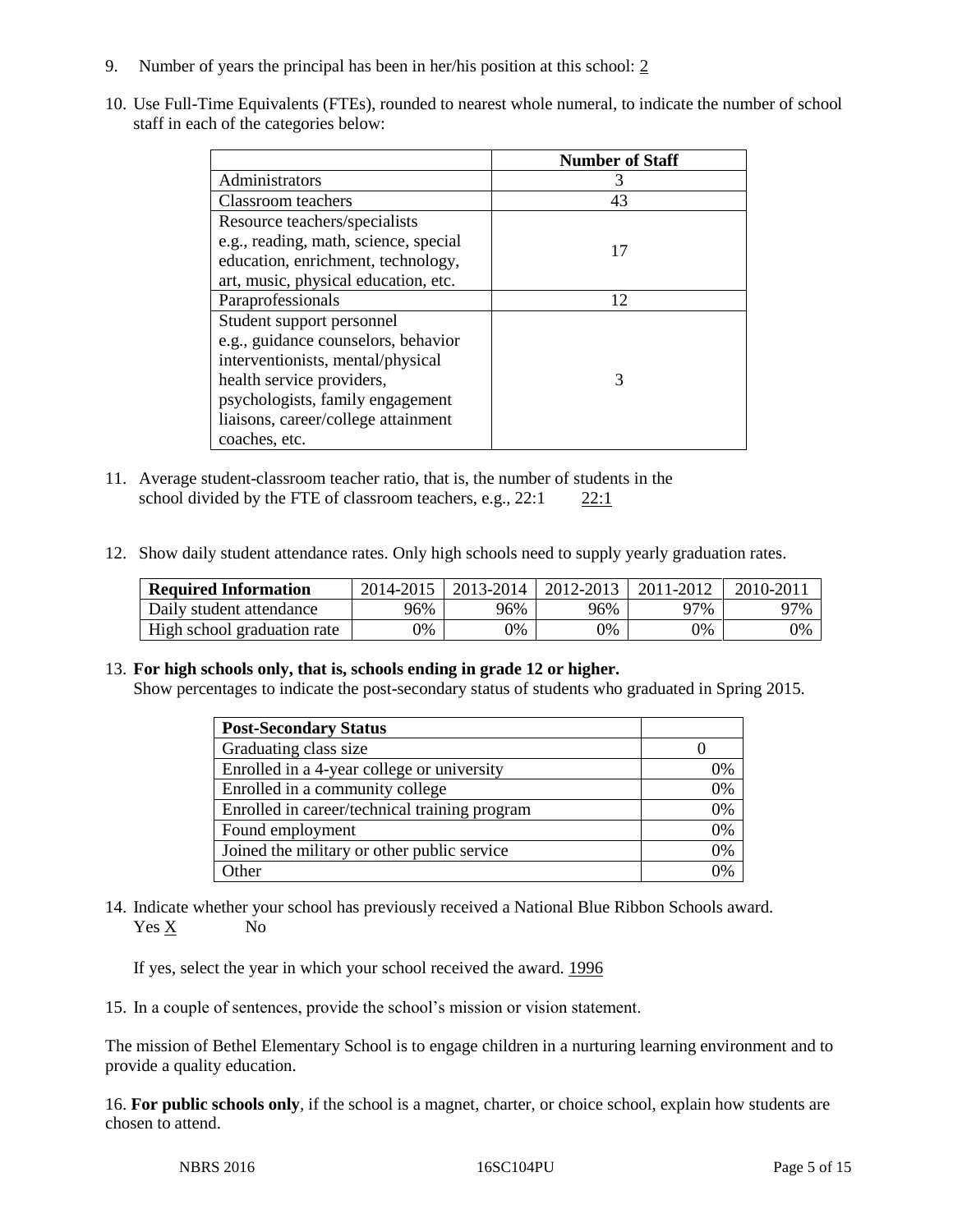9. Number of years the principal has been in her/his position at this school: 2

10. Use Full-Time Equivalents (FTEs), rounded to nearest whole numeral, to indicate the number of school staff in each of the categories below:

| | Number of Staff |
|---|---|
| Administrators | 3 |
| Classroom teachers | 43 |
| Resource teachers/specialists e.g., reading, math, science, special education, enrichment, technology, art, music, physical education, etc. | 17 |
| Paraprofessionals | 12 |
| Student support personnel e.g., guidance counselors, behavior interventionists, mental/physical health service providers, psychologists, family engagement liaisons, career/college attainment coaches, etc. | 3 |

11. Average student-classroom teacher ratio, that is, the number of students in the school divided by the FTE of classroom teachers, e.g., 22:1 22:1

12. Show daily student attendance rates. Only high schools need to supply yearly graduation rates.

| Required Information | 2014-2015 | 2013-2014 | 2012-2013 | 2011-2012 | 2010-2011 |
|---|---|---|---|---|---|
| Daily student attendance | 96% | 96% | 96% | 97% | 97% |
| High school graduation rate | 0% | 0% | 0% | 0% | 0% |

13. **For high schools only, that is, schools ending in grade 12 or higher.**
Show percentages to indicate the post-secondary status of students who graduated in Spring 2015.

| Post-Secondary Status | |
|---|---|
| Graduating class size | 0 |
| Enrolled in a 4-year college or university | 0% |
| Enrolled in a community college | 0% |
| Enrolled in career/technical training program | 0% |
| Found employment | 0% |
| Joined the military or other public service | 0% |
| Other | 0% |

14. Indicate whether your school has previously received a National Blue Ribbon Schools award.
Yes X No

If yes, select the year in which your school received the award. 1996

15. In a couple of sentences, provide the school's mission or vision statement.

The mission of Bethel Elementary School is to engage children in a nurturing learning environment and to provide a quality education.

16. **For public schools only**, if the school is a magnet, charter, or choice school, explain how students are chosen to attend.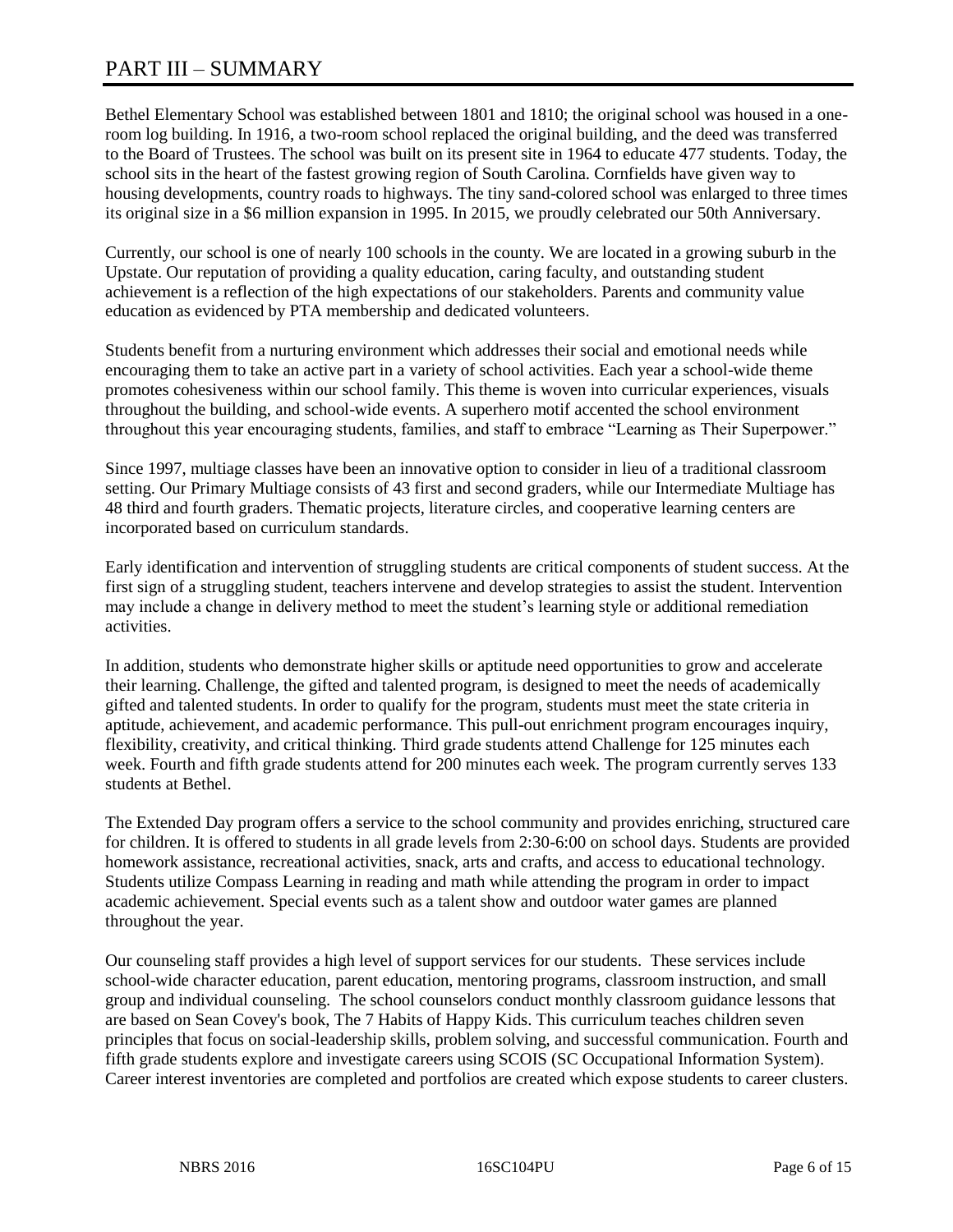# PART III – SUMMARY

Bethel Elementary School was established between 1801 and 1810; the original school was housed in a one-room log building. In 1916, a two-room school replaced the original building, and the deed was transferred to the Board of Trustees. The school was built on its present site in 1964 to educate 477 students. Today, the school sits in the heart of the fastest growing region of South Carolina. Cornfields have given way to housing developments, country roads to highways. The tiny sand-colored school was enlarged to three times its original size in a $6 million expansion in 1995. In 2015, we proudly celebrated our 50th Anniversary.

Currently, our school is one of nearly 100 schools in the county. We are located in a growing suburb in the Upstate. Our reputation of providing a quality education, caring faculty, and outstanding student achievement is a reflection of the high expectations of our stakeholders. Parents and community value education as evidenced by PTA membership and dedicated volunteers.

Students benefit from a nurturing environment which addresses their social and emotional needs while encouraging them to take an active part in a variety of school activities. Each year a school-wide theme promotes cohesiveness within our school family. This theme is woven into curricular experiences, visuals throughout the building, and school-wide events. A superhero motif accented the school environment throughout this year encouraging students, families, and staff to embrace "Learning as Their Superpower."

Since 1997, multiage classes have been an innovative option to consider in lieu of a traditional classroom setting. Our Primary Multiage consists of 43 first and second graders, while our Intermediate Multiage has 48 third and fourth graders. Thematic projects, literature circles, and cooperative learning centers are incorporated based on curriculum standards.

Early identification and intervention of struggling students are critical components of student success. At the first sign of a struggling student, teachers intervene and develop strategies to assist the student. Intervention may include a change in delivery method to meet the student's learning style or additional remediation activities.

In addition, students who demonstrate higher skills or aptitude need opportunities to grow and accelerate their learning. Challenge, the gifted and talented program, is designed to meet the needs of academically gifted and talented students. In order to qualify for the program, students must meet the state criteria in aptitude, achievement, and academic performance. This pull-out enrichment program encourages inquiry, flexibility, creativity, and critical thinking. Third grade students attend Challenge for 125 minutes each week. Fourth and fifth grade students attend for 200 minutes each week. The program currently serves 133 students at Bethel.

The Extended Day program offers a service to the school community and provides enriching, structured care for children. It is offered to students in all grade levels from 2:30-6:00 on school days. Students are provided homework assistance, recreational activities, snack, arts and crafts, and access to educational technology. Students utilize Compass Learning in reading and math while attending the program in order to impact academic achievement. Special events such as a talent show and outdoor water games are planned throughout the year.

Our counseling staff provides a high level of support services for our students. These services include school-wide character education, parent education, mentoring programs, classroom instruction, and small group and individual counseling. The school counselors conduct monthly classroom guidance lessons that are based on Sean Covey's book, The 7 Habits of Happy Kids. This curriculum teaches children seven principles that focus on social-leadership skills, problem solving, and successful communication. Fourth and fifth grade students explore and investigate careers using SCOIS (SC Occupational Information System). Career interest inventories are completed and portfolios are created which expose students to career clusters.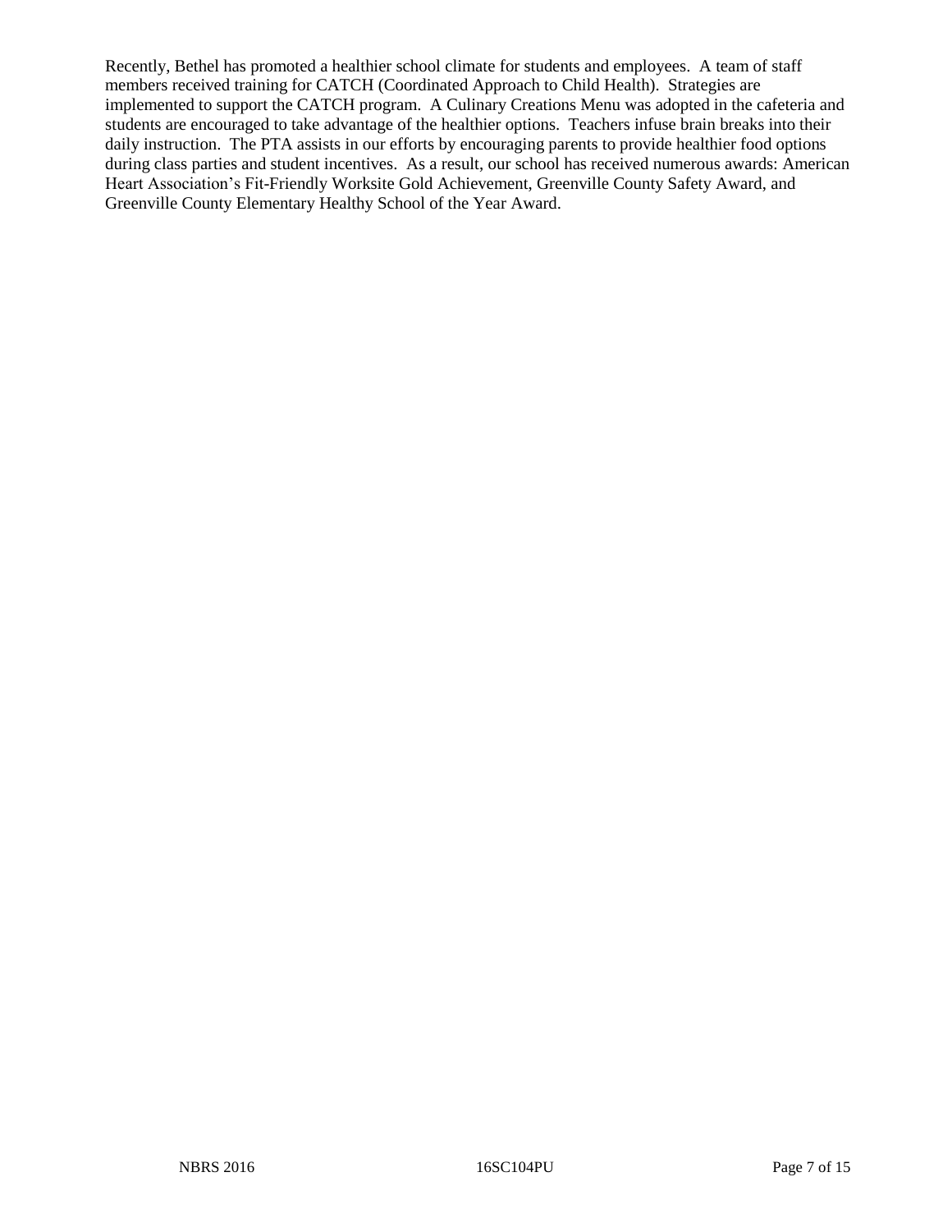Recently, Bethel has promoted a healthier school climate for students and employees. A team of staff members received training for CATCH (Coordinated Approach to Child Health). Strategies are implemented to support the CATCH program. A Culinary Creations Menu was adopted in the cafeteria and students are encouraged to take advantage of the healthier options. Teachers infuse brain breaks into their daily instruction. The PTA assists in our efforts by encouraging parents to provide healthier food options during class parties and student incentives. As a result, our school has received numerous awards: American Heart Association's Fit-Friendly Worksite Gold Achievement, Greenville County Safety Award, and Greenville County Elementary Healthy School of the Year Award.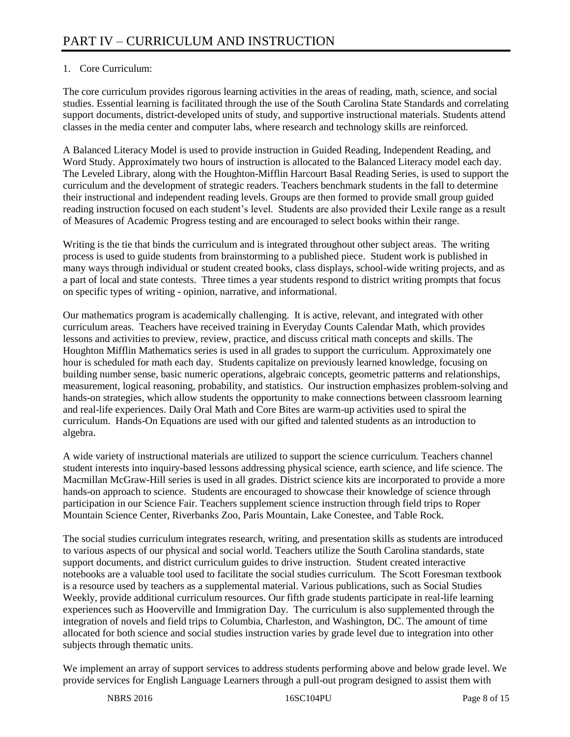# PART IV – CURRICULUM AND INSTRUCTION

1. Core Curriculum:

The core curriculum provides rigorous learning activities in the areas of reading, math, science, and social studies. Essential learning is facilitated through the use of the South Carolina State Standards and correlating support documents, district-developed units of study, and supportive instructional materials. Students attend classes in the media center and computer labs, where research and technology skills are reinforced.

A Balanced Literacy Model is used to provide instruction in Guided Reading, Independent Reading, and Word Study. Approximately two hours of instruction is allocated to the Balanced Literacy model each day. The Leveled Library, along with the Houghton-Mifflin Harcourt Basal Reading Series, is used to support the curriculum and the development of strategic readers. Teachers benchmark students in the fall to determine their instructional and independent reading levels. Groups are then formed to provide small group guided reading instruction focused on each student's level. Students are also provided their Lexile range as a result of Measures of Academic Progress testing and are encouraged to select books within their range.

Writing is the tie that binds the curriculum and is integrated throughout other subject areas. The writing process is used to guide students from brainstorming to a published piece. Student work is published in many ways through individual or student created books, class displays, school-wide writing projects, and as a part of local and state contests. Three times a year students respond to district writing prompts that focus on specific types of writing - opinion, narrative, and informational.

Our mathematics program is academically challenging. It is active, relevant, and integrated with other curriculum areas. Teachers have received training in Everyday Counts Calendar Math, which provides lessons and activities to preview, review, practice, and discuss critical math concepts and skills. The Houghton Mifflin Mathematics series is used in all grades to support the curriculum. Approximately one hour is scheduled for math each day. Students capitalize on previously learned knowledge, focusing on building number sense, basic numeric operations, algebraic concepts, geometric patterns and relationships, measurement, logical reasoning, probability, and statistics. Our instruction emphasizes problem-solving and hands-on strategies, which allow students the opportunity to make connections between classroom learning and real-life experiences. Daily Oral Math and Core Bites are warm-up activities used to spiral the curriculum. Hands-On Equations are used with our gifted and talented students as an introduction to algebra.

A wide variety of instructional materials are utilized to support the science curriculum. Teachers channel student interests into inquiry-based lessons addressing physical science, earth science, and life science. The Macmillan McGraw-Hill series is used in all grades. District science kits are incorporated to provide a more hands-on approach to science. Students are encouraged to showcase their knowledge of science through participation in our Science Fair. Teachers supplement science instruction through field trips to Roper Mountain Science Center, Riverbanks Zoo, Paris Mountain, Lake Conestee, and Table Rock.

The social studies curriculum integrates research, writing, and presentation skills as students are introduced to various aspects of our physical and social world. Teachers utilize the South Carolina standards, state support documents, and district curriculum guides to drive instruction. Student created interactive notebooks are a valuable tool used to facilitate the social studies curriculum. The Scott Foresman textbook is a resource used by teachers as a supplemental material. Various publications, such as Social Studies Weekly, provide additional curriculum resources. Our fifth grade students participate in real-life learning experiences such as Hooverville and Immigration Day. The curriculum is also supplemented through the integration of novels and field trips to Columbia, Charleston, and Washington, DC. The amount of time allocated for both science and social studies instruction varies by grade level due to integration into other subjects through thematic units.

We implement an array of support services to address students performing above and below grade level. We provide services for English Language Learners through a pull-out program designed to assist them with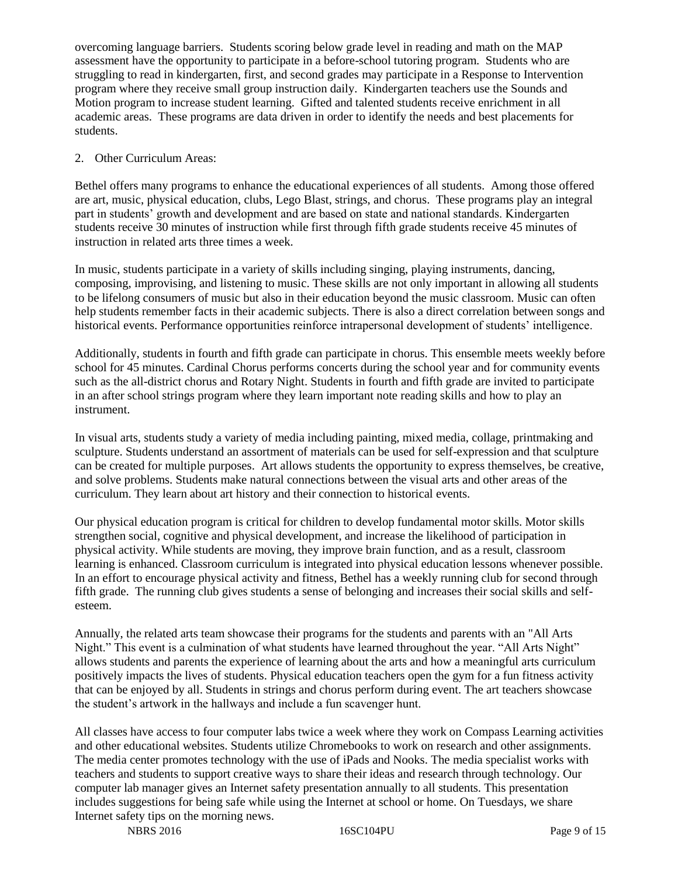overcoming language barriers. Students scoring below grade level in reading and math on the MAP assessment have the opportunity to participate in a before-school tutoring program. Students who are struggling to read in kindergarten, first, and second grades may participate in a Response to Intervention program where they receive small group instruction daily. Kindergarten teachers use the Sounds and Motion program to increase student learning. Gifted and talented students receive enrichment in all academic areas. These programs are data driven in order to identify the needs and best placements for students.

2. Other Curriculum Areas:

Bethel offers many programs to enhance the educational experiences of all students. Among those offered are art, music, physical education, clubs, Lego Blast, strings, and chorus. These programs play an integral part in students' growth and development and are based on state and national standards. Kindergarten students receive 30 minutes of instruction while first through fifth grade students receive 45 minutes of instruction in related arts three times a week.

In music, students participate in a variety of skills including singing, playing instruments, dancing, composing, improvising, and listening to music. These skills are not only important in allowing all students to be lifelong consumers of music but also in their education beyond the music classroom. Music can often help students remember facts in their academic subjects. There is also a direct correlation between songs and historical events. Performance opportunities reinforce intrapersonal development of students' intelligence.

Additionally, students in fourth and fifth grade can participate in chorus. This ensemble meets weekly before school for 45 minutes. Cardinal Chorus performs concerts during the school year and for community events such as the all-district chorus and Rotary Night. Students in fourth and fifth grade are invited to participate in an after school strings program where they learn important note reading skills and how to play an instrument.

In visual arts, students study a variety of media including painting, mixed media, collage, printmaking and sculpture. Students understand an assortment of materials can be used for self-expression and that sculpture can be created for multiple purposes. Art allows students the opportunity to express themselves, be creative, and solve problems. Students make natural connections between the visual arts and other areas of the curriculum. They learn about art history and their connection to historical events.

Our physical education program is critical for children to develop fundamental motor skills. Motor skills strengthen social, cognitive and physical development, and increase the likelihood of participation in physical activity. While students are moving, they improve brain function, and as a result, classroom learning is enhanced. Classroom curriculum is integrated into physical education lessons whenever possible. In an effort to encourage physical activity and fitness, Bethel has a weekly running club for second through fifth grade. The running club gives students a sense of belonging and increases their social skills and self-esteem.

Annually, the related arts team showcase their programs for the students and parents with an "All Arts Night." This event is a culmination of what students have learned throughout the year. "All Arts Night" allows students and parents the experience of learning about the arts and how a meaningful arts curriculum positively impacts the lives of students. Physical education teachers open the gym for a fun fitness activity that can be enjoyed by all. Students in strings and chorus perform during event. The art teachers showcase the student's artwork in the hallways and include a fun scavenger hunt.

All classes have access to four computer labs twice a week where they work on Compass Learning activities and other educational websites. Students utilize Chromebooks to work on research and other assignments. The media center promotes technology with the use of iPads and Nooks. The media specialist works with teachers and students to support creative ways to share their ideas and research through technology. Our computer lab manager gives an Internet safety presentation annually to all students. This presentation includes suggestions for being safe while using the Internet at school or home. On Tuesdays, we share Internet safety tips on the morning news.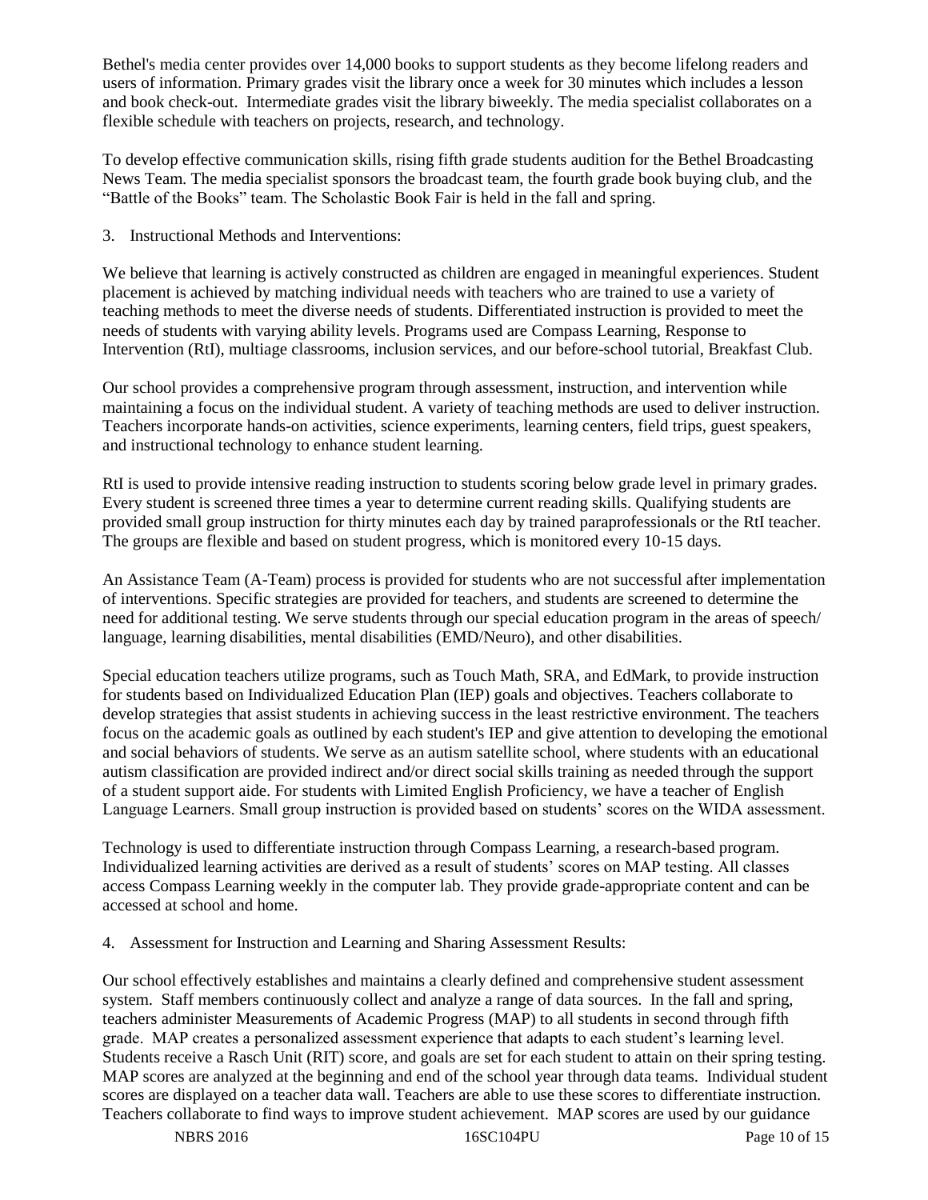Bethel's media center provides over 14,000 books to support students as they become lifelong readers and users of information. Primary grades visit the library once a week for 30 minutes which includes a lesson and book check-out. Intermediate grades visit the library biweekly. The media specialist collaborates on a flexible schedule with teachers on projects, research, and technology.

To develop effective communication skills, rising fifth grade students audition for the Bethel Broadcasting News Team. The media specialist sponsors the broadcast team, the fourth grade book buying club, and the "Battle of the Books" team. The Scholastic Book Fair is held in the fall and spring.

3. Instructional Methods and Interventions:

We believe that learning is actively constructed as children are engaged in meaningful experiences. Student placement is achieved by matching individual needs with teachers who are trained to use a variety of teaching methods to meet the diverse needs of students. Differentiated instruction is provided to meet the needs of students with varying ability levels. Programs used are Compass Learning, Response to Intervention (RtI), multiage classrooms, inclusion services, and our before-school tutorial, Breakfast Club.

Our school provides a comprehensive program through assessment, instruction, and intervention while maintaining a focus on the individual student. A variety of teaching methods are used to deliver instruction. Teachers incorporate hands-on activities, science experiments, learning centers, field trips, guest speakers, and instructional technology to enhance student learning.

RtI is used to provide intensive reading instruction to students scoring below grade level in primary grades. Every student is screened three times a year to determine current reading skills. Qualifying students are provided small group instruction for thirty minutes each day by trained paraprofessionals or the RtI teacher. The groups are flexible and based on student progress, which is monitored every 10-15 days.

An Assistance Team (A-Team) process is provided for students who are not successful after implementation of interventions. Specific strategies are provided for teachers, and students are screened to determine the need for additional testing. We serve students through our special education program in the areas of speech/ language, learning disabilities, mental disabilities (EMD/Neuro), and other disabilities.

Special education teachers utilize programs, such as Touch Math, SRA, and EdMark, to provide instruction for students based on Individualized Education Plan (IEP) goals and objectives. Teachers collaborate to develop strategies that assist students in achieving success in the least restrictive environment. The teachers focus on the academic goals as outlined by each student's IEP and give attention to developing the emotional and social behaviors of students. We serve as an autism satellite school, where students with an educational autism classification are provided indirect and/or direct social skills training as needed through the support of a student support aide. For students with Limited English Proficiency, we have a teacher of English Language Learners. Small group instruction is provided based on students' scores on the WIDA assessment.

Technology is used to differentiate instruction through Compass Learning, a research-based program. Individualized learning activities are derived as a result of students' scores on MAP testing. All classes access Compass Learning weekly in the computer lab. They provide grade-appropriate content and can be accessed at school and home.

4. Assessment for Instruction and Learning and Sharing Assessment Results:

Our school effectively establishes and maintains a clearly defined and comprehensive student assessment system. Staff members continuously collect and analyze a range of data sources. In the fall and spring, teachers administer Measurements of Academic Progress (MAP) to all students in second through fifth grade. MAP creates a personalized assessment experience that adapts to each student's learning level. Students receive a Rasch Unit (RIT) score, and goals are set for each student to attain on their spring testing. MAP scores are analyzed at the beginning and end of the school year through data teams. Individual student scores are displayed on a teacher data wall. Teachers are able to use these scores to differentiate instruction. Teachers collaborate to find ways to improve student achievement. MAP scores are used by our guidance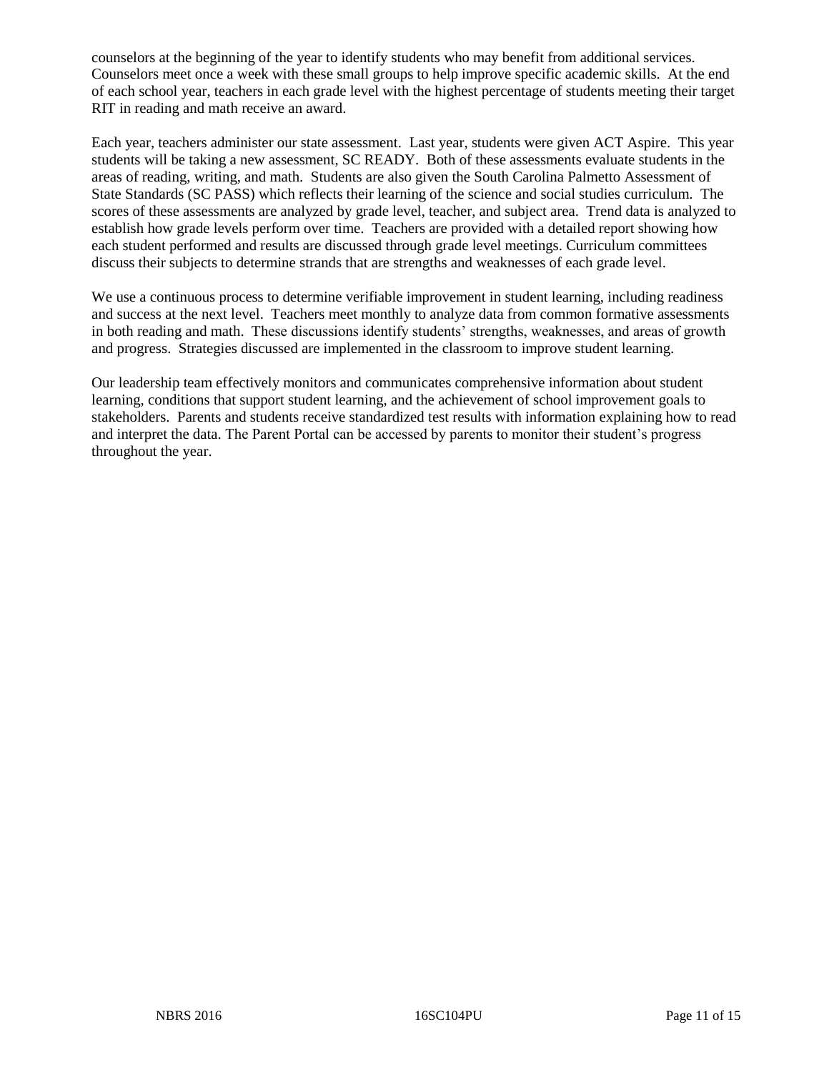counselors at the beginning of the year to identify students who may benefit from additional services. Counselors meet once a week with these small groups to help improve specific academic skills. At the end of each school year, teachers in each grade level with the highest percentage of students meeting their target RIT in reading and math receive an award.

Each year, teachers administer our state assessment. Last year, students were given ACT Aspire. This year students will be taking a new assessment, SC READY. Both of these assessments evaluate students in the areas of reading, writing, and math. Students are also given the South Carolina Palmetto Assessment of State Standards (SC PASS) which reflects their learning of the science and social studies curriculum. The scores of these assessments are analyzed by grade level, teacher, and subject area. Trend data is analyzed to establish how grade levels perform over time. Teachers are provided with a detailed report showing how each student performed and results are discussed through grade level meetings. Curriculum committees discuss their subjects to determine strands that are strengths and weaknesses of each grade level.

We use a continuous process to determine verifiable improvement in student learning, including readiness and success at the next level. Teachers meet monthly to analyze data from common formative assessments in both reading and math. These discussions identify students' strengths, weaknesses, and areas of growth and progress. Strategies discussed are implemented in the classroom to improve student learning.

Our leadership team effectively monitors and communicates comprehensive information about student learning, conditions that support student learning, and the achievement of school improvement goals to stakeholders. Parents and students receive standardized test results with information explaining how to read and interpret the data. The Parent Portal can be accessed by parents to monitor their student's progress throughout the year.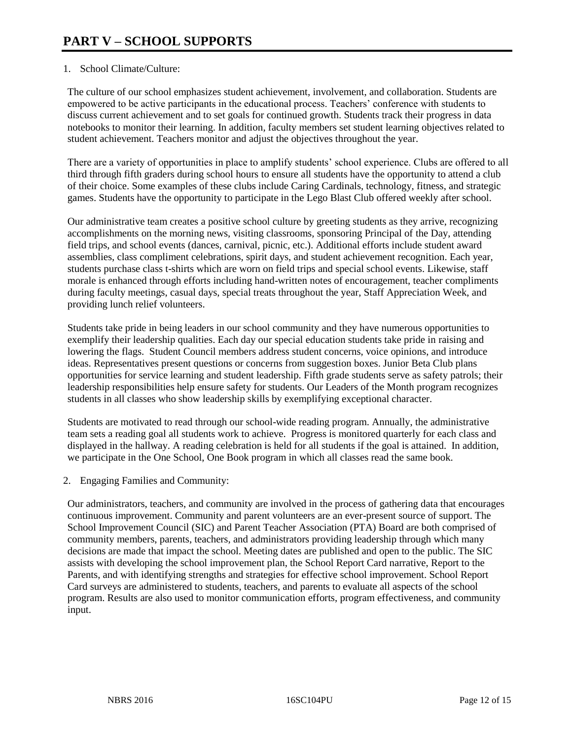# PART V – SCHOOL SUPPORTS

1. School Climate/Culture:

The culture of our school emphasizes student achievement, involvement, and collaboration. Students are empowered to be active participants in the educational process. Teachers' conference with students to discuss current achievement and to set goals for continued growth. Students track their progress in data notebooks to monitor their learning. In addition, faculty members set student learning objectives related to student achievement. Teachers monitor and adjust the objectives throughout the year.

There are a variety of opportunities in place to amplify students' school experience. Clubs are offered to all third through fifth graders during school hours to ensure all students have the opportunity to attend a club of their choice. Some examples of these clubs include Caring Cardinals, technology, fitness, and strategic games. Students have the opportunity to participate in the Lego Blast Club offered weekly after school.

Our administrative team creates a positive school culture by greeting students as they arrive, recognizing accomplishments on the morning news, visiting classrooms, sponsoring Principal of the Day, attending field trips, and school events (dances, carnival, picnic, etc.). Additional efforts include student award assemblies, class compliment celebrations, spirit days, and student achievement recognition. Each year, students purchase class t-shirts which are worn on field trips and special school events. Likewise, staff morale is enhanced through efforts including hand-written notes of encouragement, teacher compliments during faculty meetings, casual days, special treats throughout the year, Staff Appreciation Week, and providing lunch relief volunteers.

Students take pride in being leaders in our school community and they have numerous opportunities to exemplify their leadership qualities. Each day our special education students take pride in raising and lowering the flags. Student Council members address student concerns, voice opinions, and introduce ideas. Representatives present questions or concerns from suggestion boxes. Junior Beta Club plans opportunities for service learning and student leadership. Fifth grade students serve as safety patrols; their leadership responsibilities help ensure safety for students. Our Leaders of the Month program recognizes students in all classes who show leadership skills by exemplifying exceptional character.

Students are motivated to read through our school-wide reading program. Annually, the administrative team sets a reading goal all students work to achieve. Progress is monitored quarterly for each class and displayed in the hallway. A reading celebration is held for all students if the goal is attained. In addition, we participate in the One School, One Book program in which all classes read the same book.

2. Engaging Families and Community:

Our administrators, teachers, and community are involved in the process of gathering data that encourages continuous improvement. Community and parent volunteers are an ever-present source of support. The School Improvement Council (SIC) and Parent Teacher Association (PTA) Board are both comprised of community members, parents, teachers, and administrators providing leadership through which many decisions are made that impact the school. Meeting dates are published and open to the public. The SIC assists with developing the school improvement plan, the School Report Card narrative, Report to the Parents, and with identifying strengths and strategies for effective school improvement. School Report Card surveys are administered to students, teachers, and parents to evaluate all aspects of the school program. Results are also used to monitor communication efforts, program effectiveness, and community input.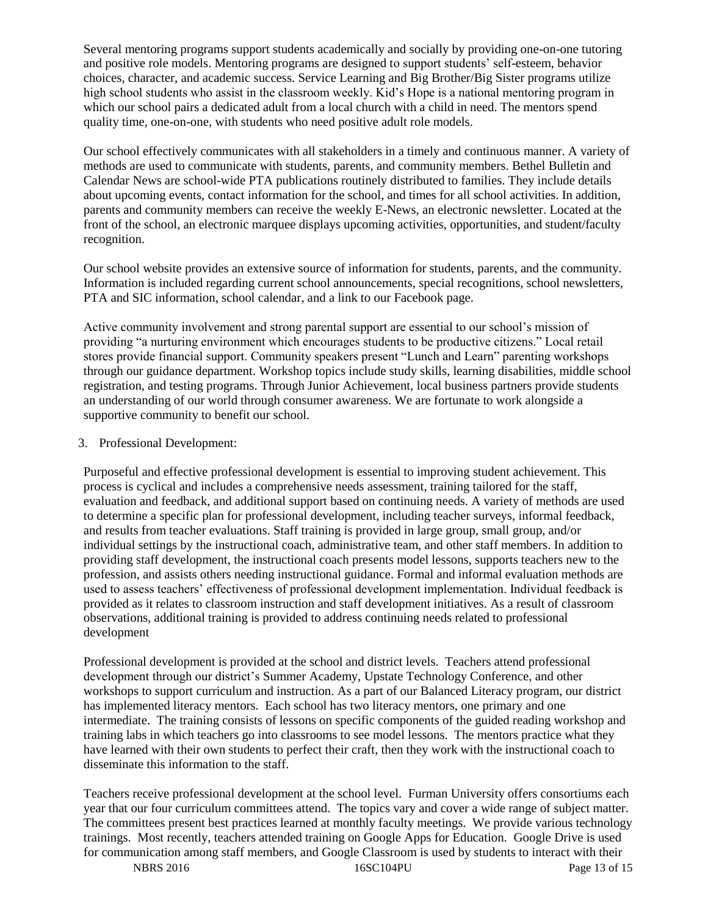Several mentoring programs support students academically and socially by providing one-on-one tutoring and positive role models. Mentoring programs are designed to support students' self-esteem, behavior choices, character, and academic success. Service Learning and Big Brother/Big Sister programs utilize high school students who assist in the classroom weekly. Kid's Hope is a national mentoring program in which our school pairs a dedicated adult from a local church with a child in need. The mentors spend quality time, one-on-one, with students who need positive adult role models.

Our school effectively communicates with all stakeholders in a timely and continuous manner. A variety of methods are used to communicate with students, parents, and community members. Bethel Bulletin and Calendar News are school-wide PTA publications routinely distributed to families. They include details about upcoming events, contact information for the school, and times for all school activities. In addition, parents and community members can receive the weekly E-News, an electronic newsletter. Located at the front of the school, an electronic marquee displays upcoming activities, opportunities, and student/faculty recognition.

Our school website provides an extensive source of information for students, parents, and the community. Information is included regarding current school announcements, special recognitions, school newsletters, PTA and SIC information, school calendar, and a link to our Facebook page.

Active community involvement and strong parental support are essential to our school's mission of providing "a nurturing environment which encourages students to be productive citizens." Local retail stores provide financial support. Community speakers present "Lunch and Learn" parenting workshops through our guidance department. Workshop topics include study skills, learning disabilities, middle school registration, and testing programs. Through Junior Achievement, local business partners provide students an understanding of our world through consumer awareness. We are fortunate to work alongside a supportive community to benefit our school.

3. Professional Development:

Purposeful and effective professional development is essential to improving student achievement. This process is cyclical and includes a comprehensive needs assessment, training tailored for the staff, evaluation and feedback, and additional support based on continuing needs. A variety of methods are used to determine a specific plan for professional development, including teacher surveys, informal feedback, and results from teacher evaluations. Staff training is provided in large group, small group, and/or individual settings by the instructional coach, administrative team, and other staff members. In addition to providing staff development, the instructional coach presents model lessons, supports teachers new to the profession, and assists others needing instructional guidance. Formal and informal evaluation methods are used to assess teachers' effectiveness of professional development implementation. Individual feedback is provided as it relates to classroom instruction and staff development initiatives. As a result of classroom observations, additional training is provided to address continuing needs related to professional development

Professional development is provided at the school and district levels. Teachers attend professional development through our district's Summer Academy, Upstate Technology Conference, and other workshops to support curriculum and instruction. As a part of our Balanced Literacy program, our district has implemented literacy mentors. Each school has two literacy mentors, one primary and one intermediate. The training consists of lessons on specific components of the guided reading workshop and training labs in which teachers go into classrooms to see model lessons. The mentors practice what they have learned with their own students to perfect their craft, then they work with the instructional coach to disseminate this information to the staff.

Teachers receive professional development at the school level. Furman University offers consortiums each year that our four curriculum committees attend. The topics vary and cover a wide range of subject matter. The committees present best practices learned at monthly faculty meetings. We provide various technology trainings. Most recently, teachers attended training on Google Apps for Education. Google Drive is used for communication among staff members, and Google Classroom is used by students to interact with their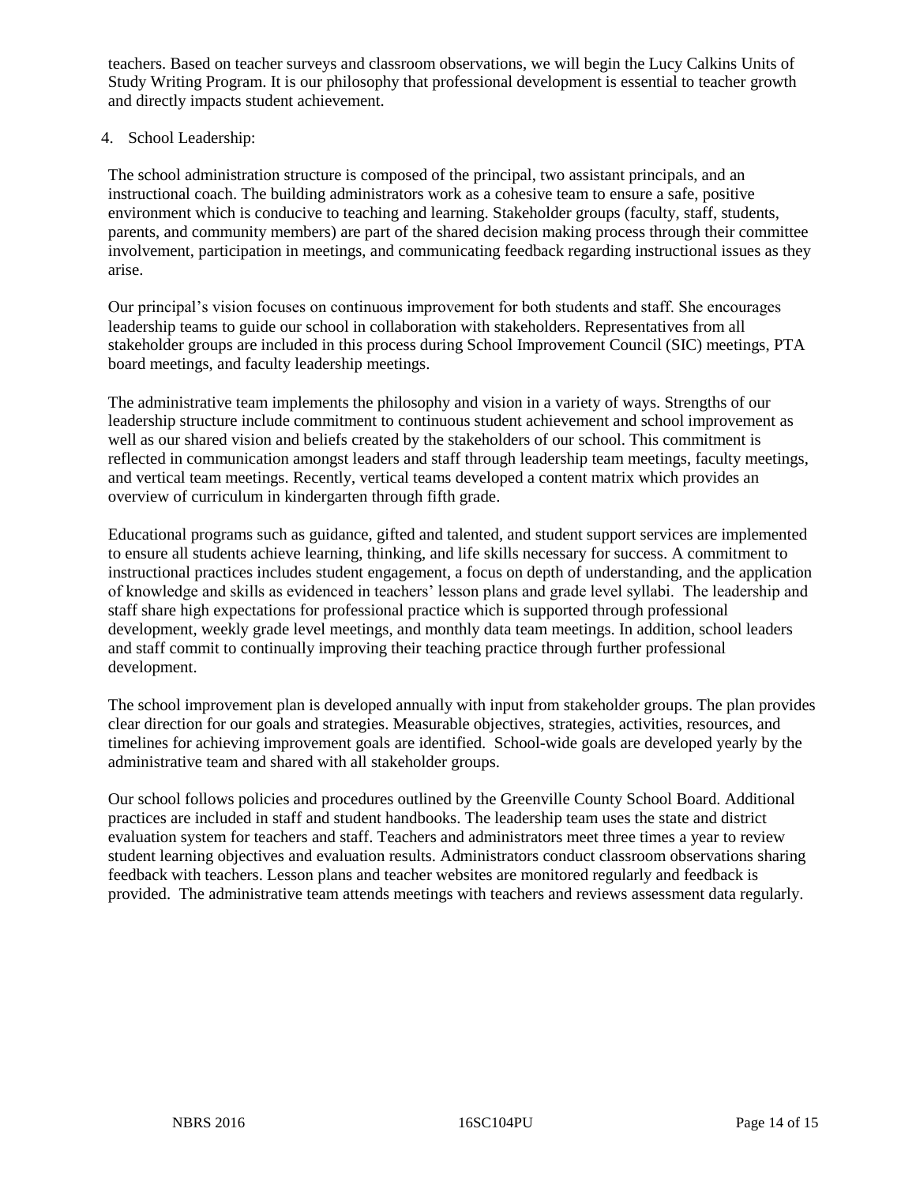teachers. Based on teacher surveys and classroom observations, we will begin the Lucy Calkins Units of Study Writing Program. It is our philosophy that professional development is essential to teacher growth and directly impacts student achievement.

4. School Leadership:

The school administration structure is composed of the principal, two assistant principals, and an instructional coach. The building administrators work as a cohesive team to ensure a safe, positive environment which is conducive to teaching and learning. Stakeholder groups (faculty, staff, students, parents, and community members) are part of the shared decision making process through their committee involvement, participation in meetings, and communicating feedback regarding instructional issues as they arise.

Our principal's vision focuses on continuous improvement for both students and staff. She encourages leadership teams to guide our school in collaboration with stakeholders. Representatives from all stakeholder groups are included in this process during School Improvement Council (SIC) meetings, PTA board meetings, and faculty leadership meetings.

The administrative team implements the philosophy and vision in a variety of ways. Strengths of our leadership structure include commitment to continuous student achievement and school improvement as well as our shared vision and beliefs created by the stakeholders of our school. This commitment is reflected in communication amongst leaders and staff through leadership team meetings, faculty meetings, and vertical team meetings. Recently, vertical teams developed a content matrix which provides an overview of curriculum in kindergarten through fifth grade.

Educational programs such as guidance, gifted and talented, and student support services are implemented to ensure all students achieve learning, thinking, and life skills necessary for success. A commitment to instructional practices includes student engagement, a focus on depth of understanding, and the application of knowledge and skills as evidenced in teachers' lesson plans and grade level syllabi. The leadership and staff share high expectations for professional practice which is supported through professional development, weekly grade level meetings, and monthly data team meetings. In addition, school leaders and staff commit to continually improving their teaching practice through further professional development.

The school improvement plan is developed annually with input from stakeholder groups. The plan provides clear direction for our goals and strategies. Measurable objectives, strategies, activities, resources, and timelines for achieving improvement goals are identified. School-wide goals are developed yearly by the administrative team and shared with all stakeholder groups.

Our school follows policies and procedures outlined by the Greenville County School Board. Additional practices are included in staff and student handbooks. The leadership team uses the state and district evaluation system for teachers and staff. Teachers and administrators meet three times a year to review student learning objectives and evaluation results. Administrators conduct classroom observations sharing feedback with teachers. Lesson plans and teacher websites are monitored regularly and feedback is provided. The administrative team attends meetings with teachers and reviews assessment data regularly.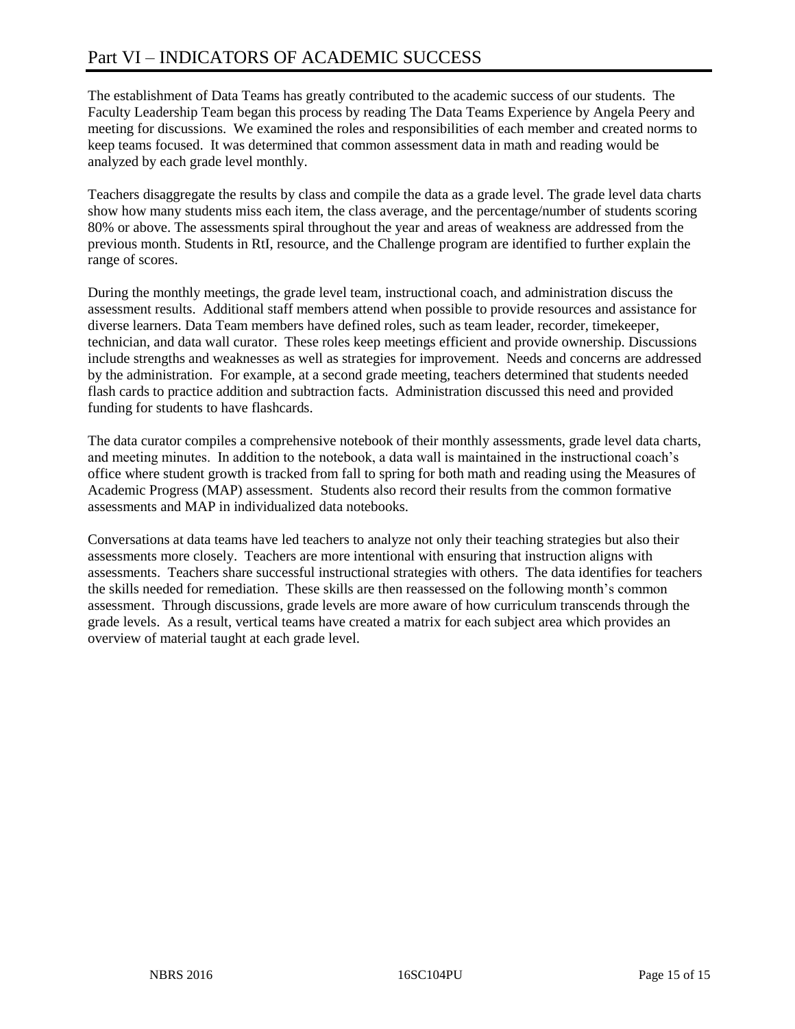# Part VI – INDICATORS OF ACADEMIC SUCCESS

The establishment of Data Teams has greatly contributed to the academic success of our students. The Faculty Leadership Team began this process by reading The Data Teams Experience by Angela Peery and meeting for discussions. We examined the roles and responsibilities of each member and created norms to keep teams focused. It was determined that common assessment data in math and reading would be analyzed by each grade level monthly.

Teachers disaggregate the results by class and compile the data as a grade level. The grade level data charts show how many students miss each item, the class average, and the percentage/number of students scoring 80% or above. The assessments spiral throughout the year and areas of weakness are addressed from the previous month. Students in RtI, resource, and the Challenge program are identified to further explain the range of scores.

During the monthly meetings, the grade level team, instructional coach, and administration discuss the assessment results. Additional staff members attend when possible to provide resources and assistance for diverse learners. Data Team members have defined roles, such as team leader, recorder, timekeeper, technician, and data wall curator. These roles keep meetings efficient and provide ownership. Discussions include strengths and weaknesses as well as strategies for improvement. Needs and concerns are addressed by the administration. For example, at a second grade meeting, teachers determined that students needed flash cards to practice addition and subtraction facts. Administration discussed this need and provided funding for students to have flashcards.

The data curator compiles a comprehensive notebook of their monthly assessments, grade level data charts, and meeting minutes. In addition to the notebook, a data wall is maintained in the instructional coach's office where student growth is tracked from fall to spring for both math and reading using the Measures of Academic Progress (MAP) assessment. Students also record their results from the common formative assessments and MAP in individualized data notebooks.

Conversations at data teams have led teachers to analyze not only their teaching strategies but also their assessments more closely. Teachers are more intentional with ensuring that instruction aligns with assessments. Teachers share successful instructional strategies with others. The data identifies for teachers the skills needed for remediation. These skills are then reassessed on the following month's common assessment. Through discussions, grade levels are more aware of how curriculum transcends through the grade levels. As a result, vertical teams have created a matrix for each subject area which provides an overview of material taught at each grade level.